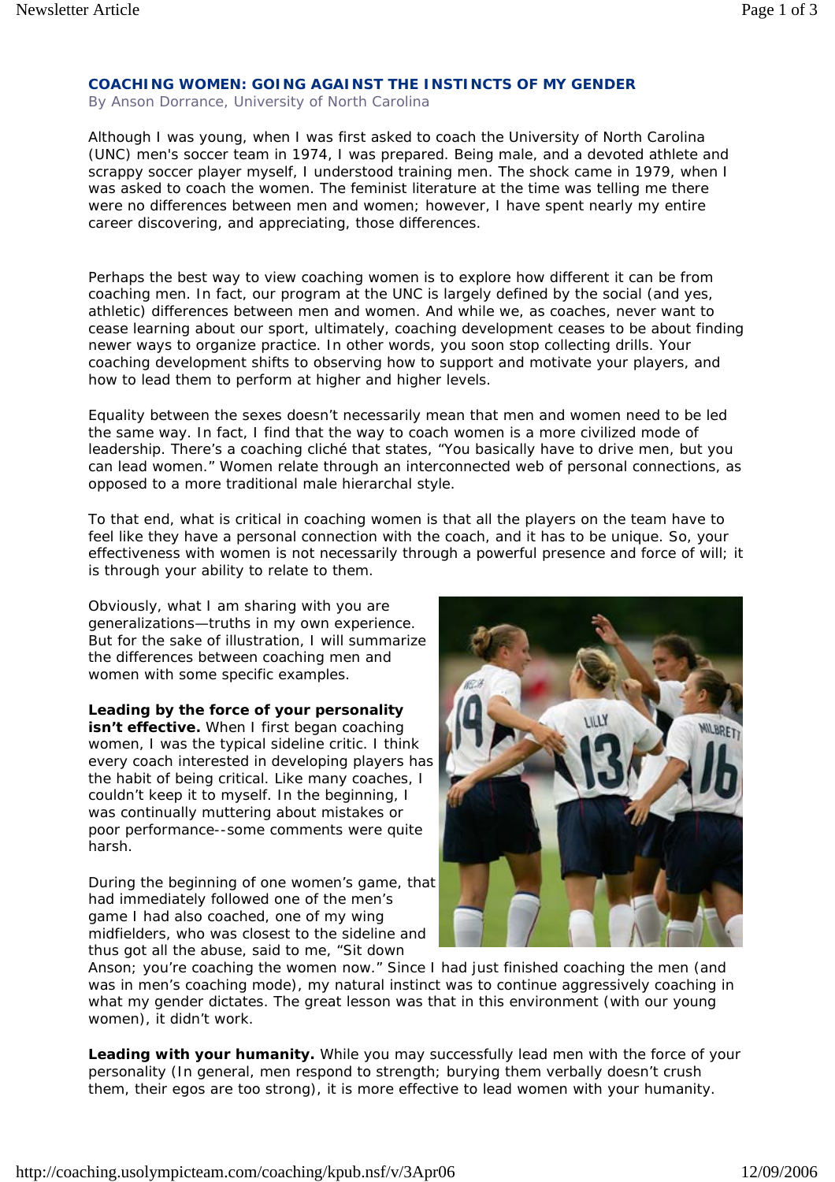## COACHING WOMEN: GOING AGAINST THE INSTINCTS OF MY GENDER

By Anson Dorrance, University of North Carolina

Although I was young, when I was first asked to coach the University of North Carolina (UNC) men's soccer team in 1974, I was prepared. Being male, and a devoted athlete and scrappy soccer player myself, I understood training men. The shock came in 1979, when I was asked to coach the women. The feminist literature at the time was telling me there were no differences between men and women; however, I have spent nearly my entire career discovering, and appreciating, those differences.

Perhaps the best way to view coaching women is to explore how different it can be from coaching men. In fact, our program at the UNC is largely defined by the social (and yes, athletic) differences between men and women. And while we, as coaches, never want to cease learning about our sport, ultimately, coaching development ceases to be about finding newer ways to organize practice. In other words, you soon stop collecting drills. Your coaching development shifts to observing how to support and motivate your players, and how to lead them to perform at higher and higher levels.

Equality between the sexes doesn't necessarily mean that men and women need to be led the same way. In fact, I find that the way to coach women is a more civilized mode of leadership. There's a coaching cliché that states, "You basically have to drive men, but you can lead women." Women relate through an interconnected web of personal connections, as opposed to a more traditional male hierarchal style.

To that end, what is critical in coaching women is that all the players on the team have to feel like they have a personal connection with the coach, and it has to be unique. So, your effectiveness with women is not necessarily through a powerful presence and force of will; it is through your ability to relate to them.

Obviously, what I am sharing with you are generalizations—truths in my own experience. But for the sake of illustration, I will summarize the differences between coaching men and women with some specific examples.

**Leading by the force of your personality isn't effective.** When I first began coaching women, I was the typical sideline critic. I think every coach interested in developing players has the habit of being critical. Like many coaches, I couldn't keep it to myself. In the beginning, I was continually muttering about mistakes or poor performance--some comments were quite harsh.

During the beginning of one women's game, that had immediately followed one of the men's game I had also coached, one of my wing midfielders, who was closest to the sideline and thus got all the abuse, said to me, "Sit down Anson; you're coaching the women now." Since I had just finished coaching the men (and was in men's coaching mode), my natural instinct was to continue aggressively coaching in what my gender dictates. The great lesson was that in this environment (with our young women), it didn't work.

**Leading with your humanity.** While you may successfully lead men with the force of your personality (In general, men respond to strength; burying them verbally doesn't crush them, their egos are too strong), it is more effective to lead women with your humanity.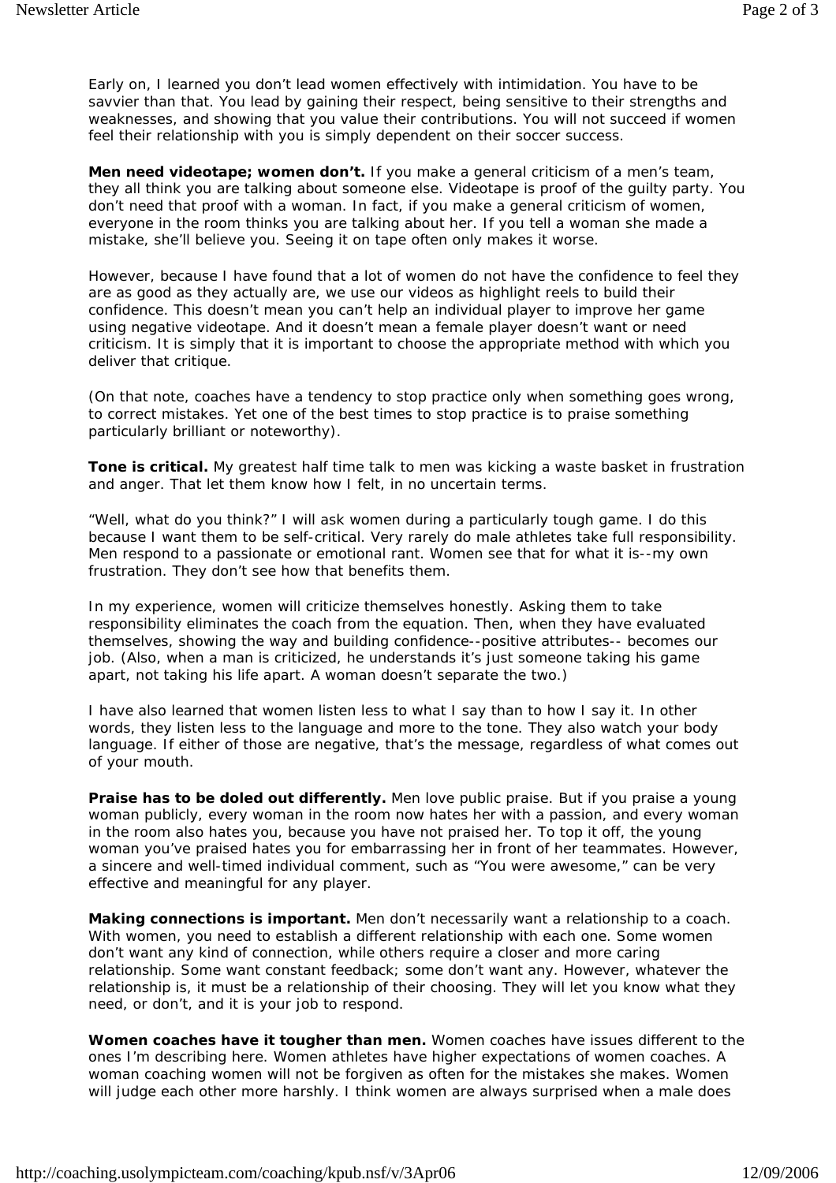Early on, I learned you don't lead women effectively with intimidation. You have to be savvier than that. You lead by gaining their respect, being sensitive to their strengths and weaknesses, and showing that you value their contributions. You will not succeed if women feel their relationship with you is simply dependent on their soccer success.

**Men need videotape; women don't.** If you make a general criticism of a men's team, they all think you are talking about someone else. Videotape is proof of the guilty party. You don't need that proof with a woman. In fact, if you make a general criticism of women, everyone in the room thinks you are talking about her. If you tell a woman she made a mistake, she'll believe you. Seeing it on tape often only makes it worse.

However, because I have found that a lot of women do not have the confidence to feel they are as good as they actually are, we use our videos as highlight reels to build their confidence. This doesn't mean you can't help an individual player to improve her game using negative videotape. And it doesn't mean a female player doesn't want or need criticism. It is simply that it is important to choose the appropriate method with which you deliver that critique.

(On that note, coaches have a tendency to stop practice only when something goes wrong, to correct mistakes. Yet one of the best times to stop practice is to praise something particularly brilliant or noteworthy).

**Tone is critical.** My greatest half time talk to men was kicking a waste basket in frustration and anger. That let them know how I felt, in no uncertain terms.

"Well, what do you think?" I will ask women during a particularly tough game. I do this because I want them to be self-critical. Very rarely do male athletes take full responsibility. Men respond to a passionate or emotional rant. Women see that for what it is--my own frustration. They don't see how that benefits them.

In my experience, women will criticize themselves honestly. Asking them to take responsibility eliminates the coach from the equation. Then, when they have evaluated themselves, showing the way and building confidence--positive attributes-- becomes our job. (Also, when a man is criticized, he understands it's just someone taking his game apart, not taking his life apart. A woman doesn't separate the two.)

I have also learned that women listen less to what I say than to how I say it. In other words, they listen less to the language and more to the tone. They also watch your body language. If either of those are negative, that's the message, regardless of what comes out of your mouth.

**Praise has to be doled out differently.** Men love public praise. But if you praise a young woman publicly, every woman in the room now hates her with a passion, and every woman in the room also hates you, because you have not praised her. To top it off, the young woman you've praised hates you for embarrassing her in front of her teammates. However, a sincere and well-timed individual comment, such as "You were awesome," can be very effective and meaningful for any player.

**Making connections is important.** Men don't necessarily want a relationship to a coach. With women, you need to establish a different relationship with each one. Some women don't want any kind of connection, while others require a closer and more caring relationship. Some want constant feedback; some don't want any. However, whatever the relationship is, it must be a relationship of their choosing. They will let you know what they need, or don't, and it is your job to respond.

**Women coaches have it tougher than men.** Women coaches have issues different to the ones I'm describing here. Women athletes have higher expectations of women coaches. A woman coaching women will not be forgiven as often for the mistakes she makes. Women will judge each other more harshly. I think women are always surprised when a male does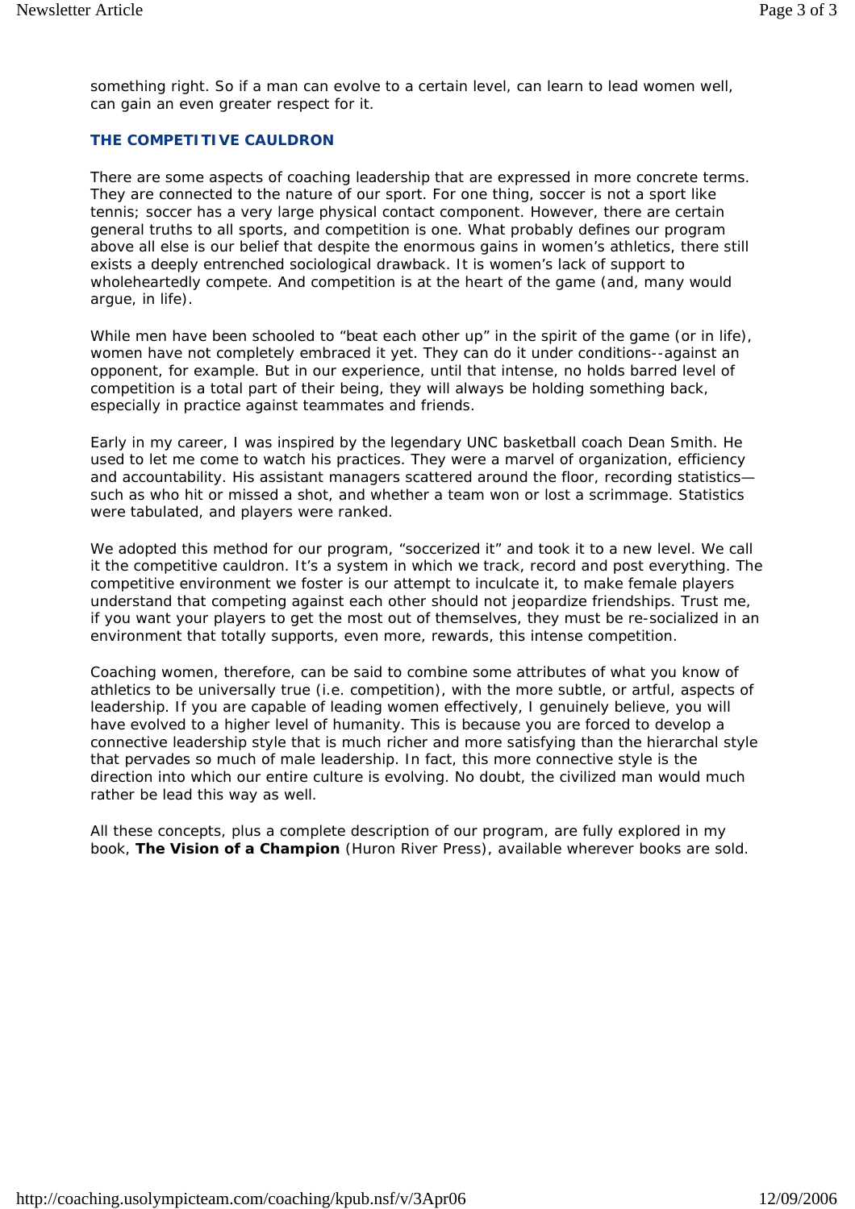something right. So if a man can evolve to a certain level, can learn to lead women well, can gain an even greater respect for it.

### THE COMPETITIVE CAULDRON

There are some aspects of coaching leadership that are expressed in more concrete terms. They are connected to the nature of our sport. For one thing, soccer is not a sport like tennis; soccer has a very large physical contact component. However, there are certain general truths to all sports, and competition is one. What probably defines our program above all else is our belief that despite the enormous gains in women's athletics, there still exists a deeply entrenched sociological drawback. It is women's lack of support to wholeheartedly compete. And competition is at the heart of the game (and, many would argue, in life).

While men have been schooled to "beat each other up" in the spirit of the game (or in life), women have not completely embraced it yet. They can do it under conditions--against an opponent, for example. But in our experience, until that intense, no holds barred level of competition is a total part of their being, they will always be holding something back, especially in practice against teammates and friends.

Early in my career, I was inspired by the legendary UNC basketball coach Dean Smith. He used to let me come to watch his practices. They were a marvel of organization, efficiency and accountability. His assistant managers scattered around the floor, recording statistics—such as who hit or missed a shot, and whether a team won or lost a scrimmage. Statistics were tabulated, and players were ranked.

We adopted this method for our program, "soccerized it" and took it to a new level. We call it the competitive cauldron. It's a system in which we track, record and post everything. The competitive environment we foster is our attempt to inculcate it, to make female players understand that competing against each other should not jeopardize friendships. Trust me, if you want your players to get the most out of themselves, they must be re-socialized in an environment that totally supports, even more, rewards, this intense competition.

Coaching women, therefore, can be said to combine some attributes of what you know of athletics to be universally true (i.e. competition), with the more subtle, or artful, aspects of leadership. If you are capable of leading women effectively, I genuinely believe, you will have evolved to a higher level of humanity. This is because you are forced to develop a connective leadership style that is much richer and more satisfying than the hierarchal style that pervades so much of male leadership. In fact, this more connective style is the direction into which our entire culture is evolving. No doubt, the civilized man would much rather be lead this way as well.

All these concepts, plus a complete description of our program, are fully explored in my book, **The Vision of a Champion** (Huron River Press), available wherever books are sold.